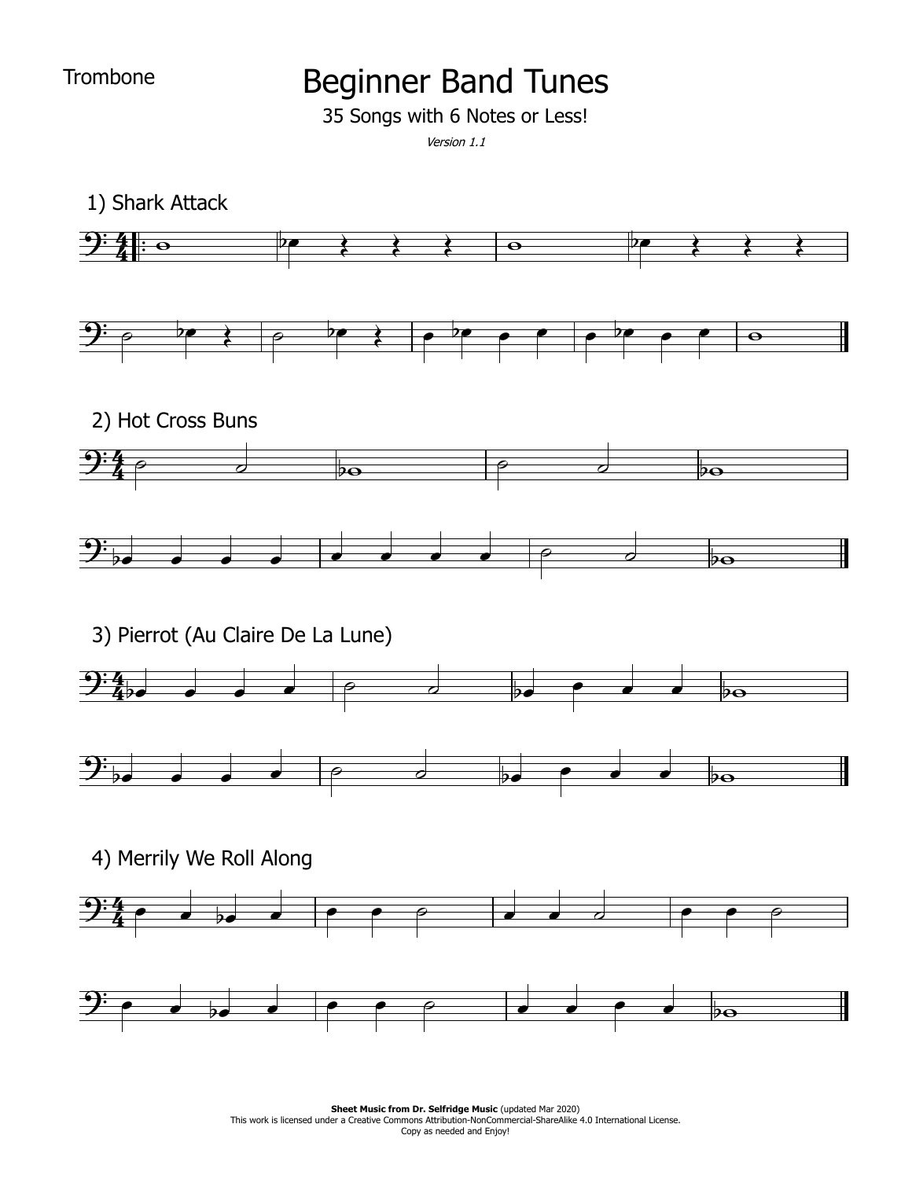Trombone

# Beginner Band Tunes

35 Songs with 6 Notes or Less!

*Version 1.1*

## 1) Shark Attack

## 2) Hot Cross Buns

## 3) Pierrot (Au Claire De La Lune)

## 4) Merrily We Roll Along

**Sheet Music from Dr. Selfridge Music** (updated Mar 2020)
This work is licensed under a Creative Commons Attribution-NonCommercial-ShareAlike 4.0 International License.
Copy as needed and Enjoy!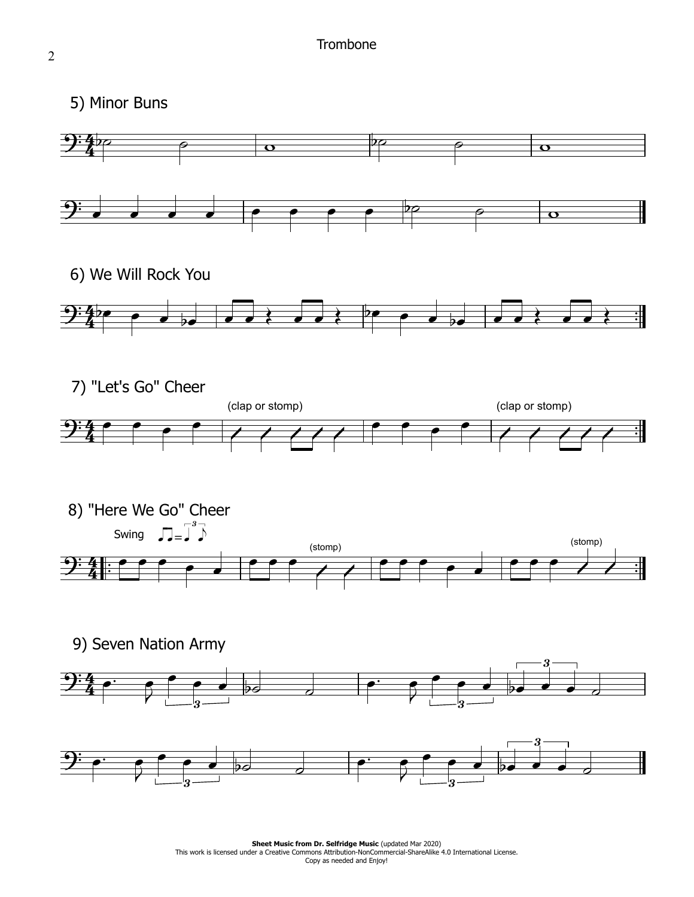## 5) Minor Buns

## 6) We Will Rock You

## 7) "Let's Go" Cheer

(clap or stomp)

(clap or stomp)

## 8) "Here We Go" Cheer

Swing

(stomp)

(stomp)

## 9) Seven Nation Army

**Sheet Music from Dr. Selfridge Music** (updated Mar 2020)
This work is licensed under a Creative Commons Attribution-NonCommercial-ShareAlike 4.0 International License.
Copy as needed and Enjoy!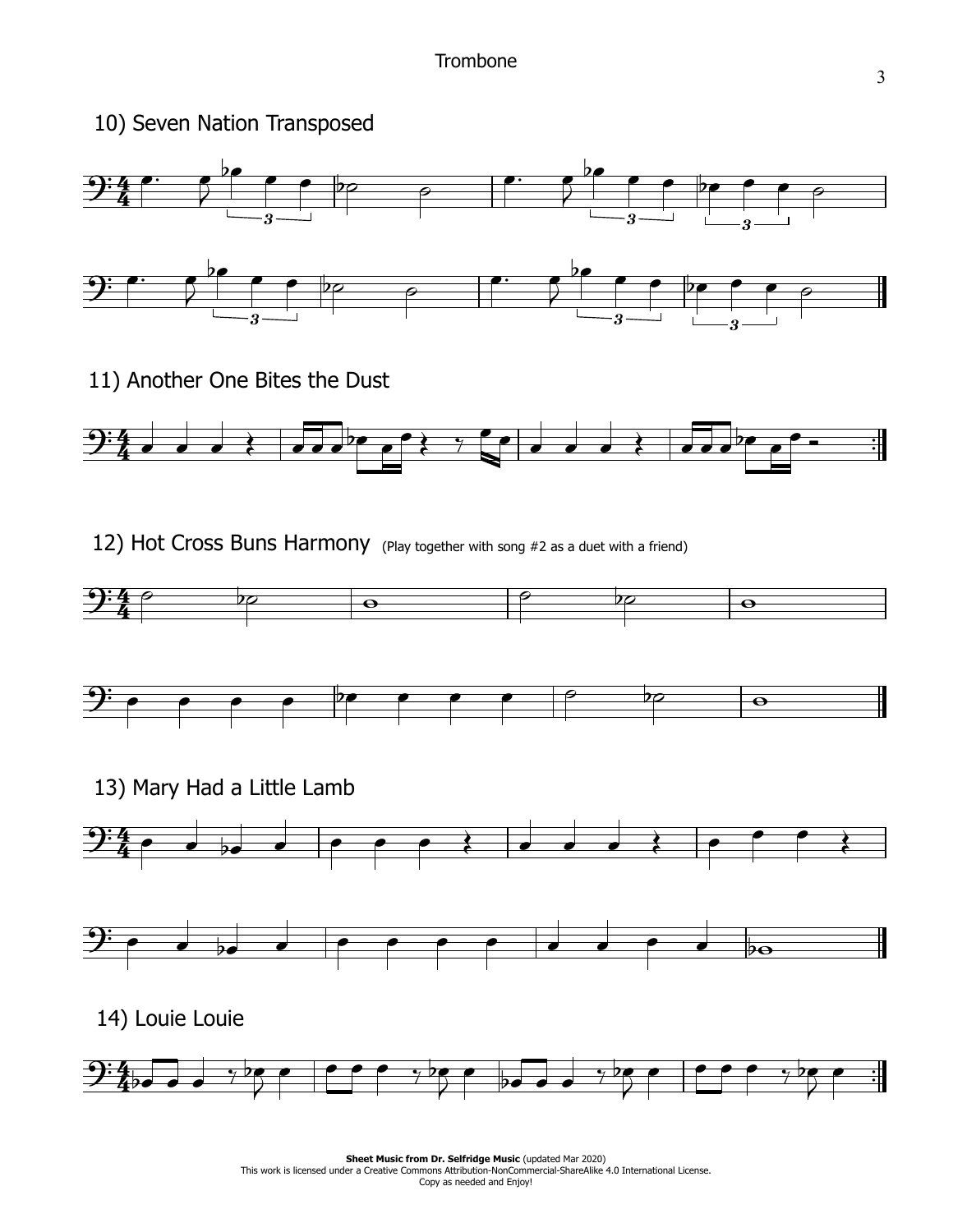10) Seven Nation Transposed

11) Another One Bites the Dust

12) Hot Cross Buns Harmony (Play together with song #2 as a duet with a friend)

13) Mary Had a Little Lamb

14) Louie Louie

**Sheet Music from Dr. Selfridge Music** (updated Mar 2020)
This work is licensed under a Creative Commons Attribution-NonCommercial-ShareAlike 4.0 International License.
Copy as needed and Enjoy!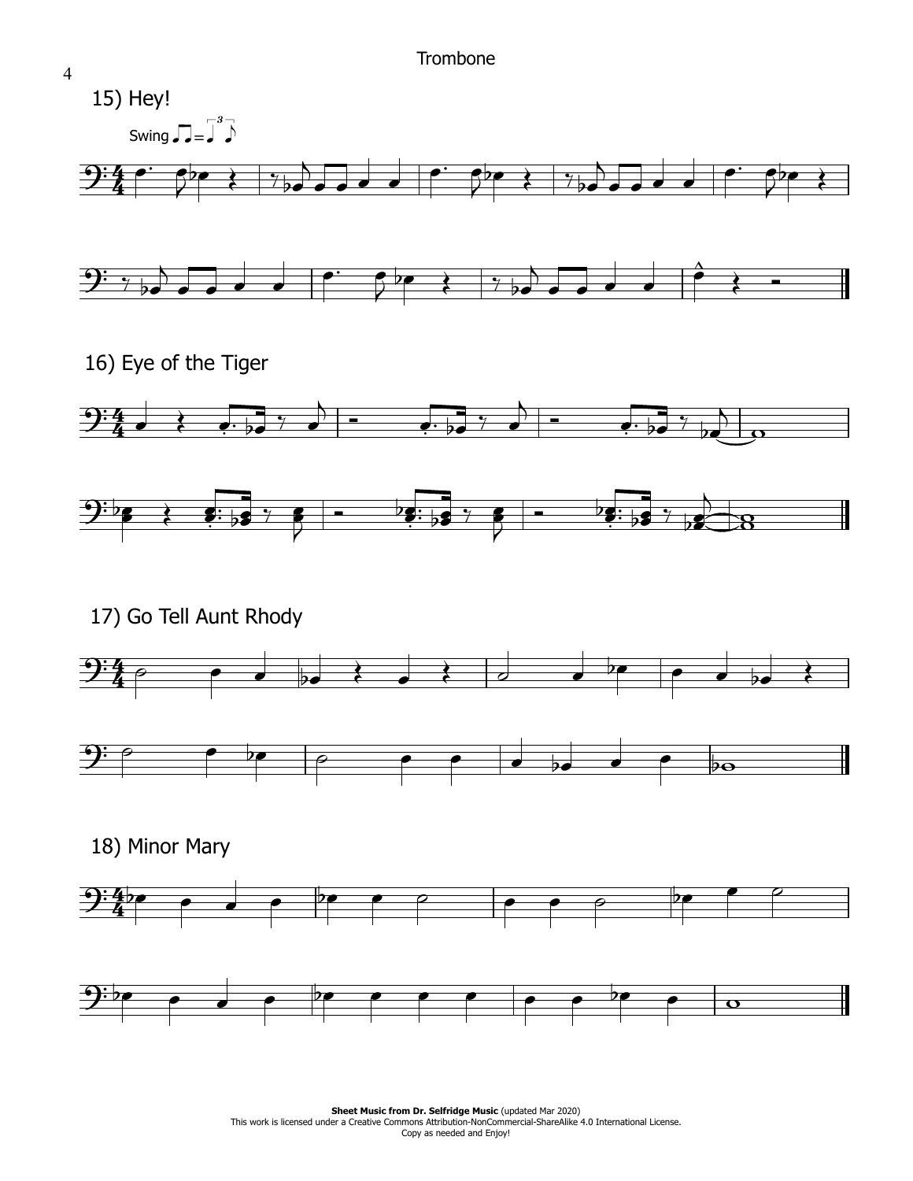## 15) Hey!

Swing

## 16) Eye of the Tiger

## 17) Go Tell Aunt Rhody

## 18) Minor Mary

**Sheet Music from Dr. Selfridge Music** (updated Mar 2020)
This work is licensed under a Creative Commons Attribution-NonCommercial-ShareAlike 4.0 International License.
Copy as needed and Enjoy!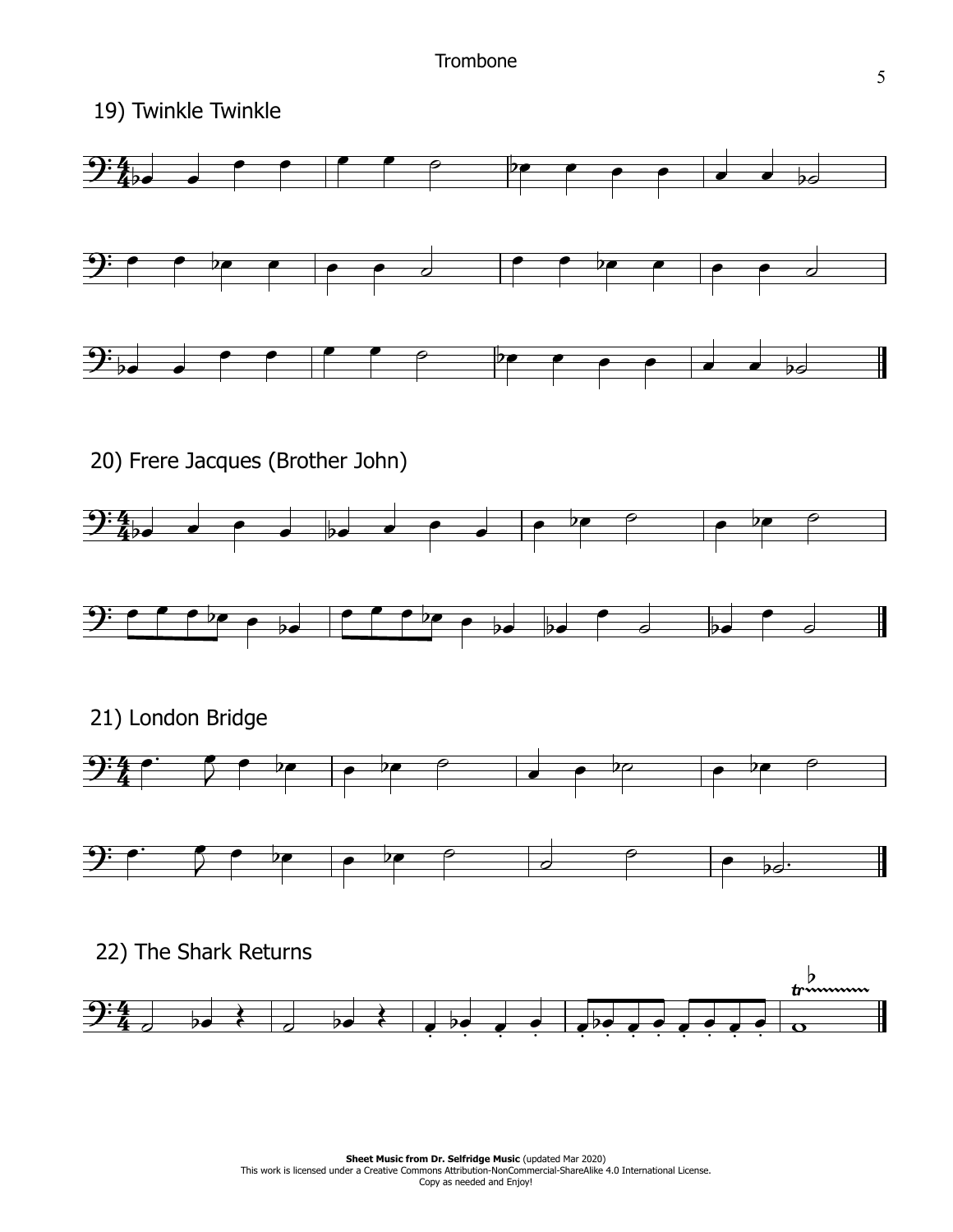19) Twinkle Twinkle

20) Frere Jacques (Brother John)

21) London Bridge

22) The Shark Returns

**Sheet Music from Dr. Selfridge Music** (updated Mar 2020)
This work is licensed under a Creative Commons Attribution-NonCommercial-ShareAlike 4.0 International License.
Copy as needed and Enjoy!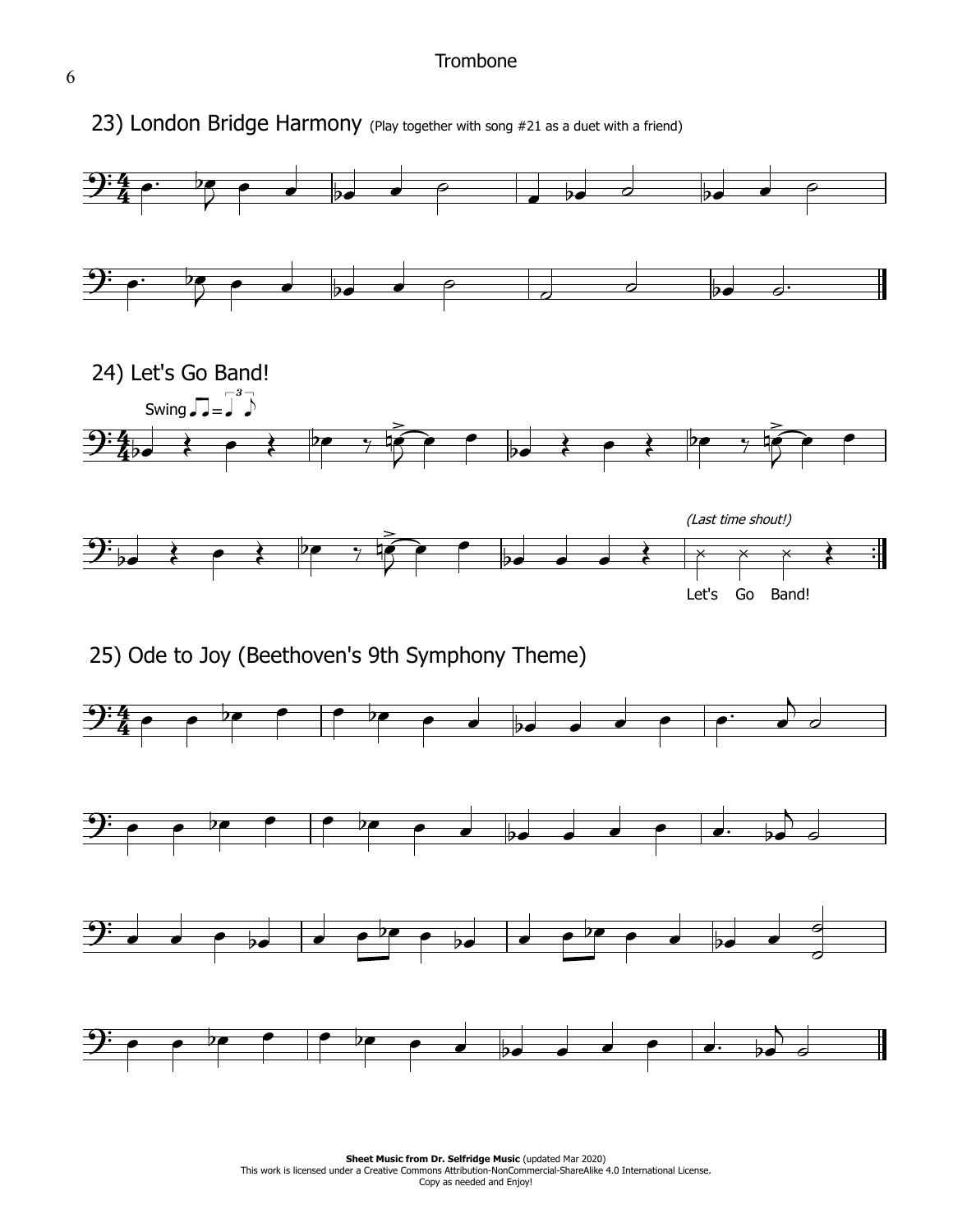## 23) London Bridge Harmony (Play together with song #21 as a duet with a friend)

## 24) Let's Go Band!

Swing

*(Last time shout!)*

Let's Go Band!

## 25) Ode to Joy (Beethoven's 9th Symphony Theme)

**Sheet Music from Dr. Selfridge Music** (updated Mar 2020)
This work is licensed under a Creative Commons Attribution-NonCommercial-ShareAlike 4.0 International License.
Copy as needed and Enjoy!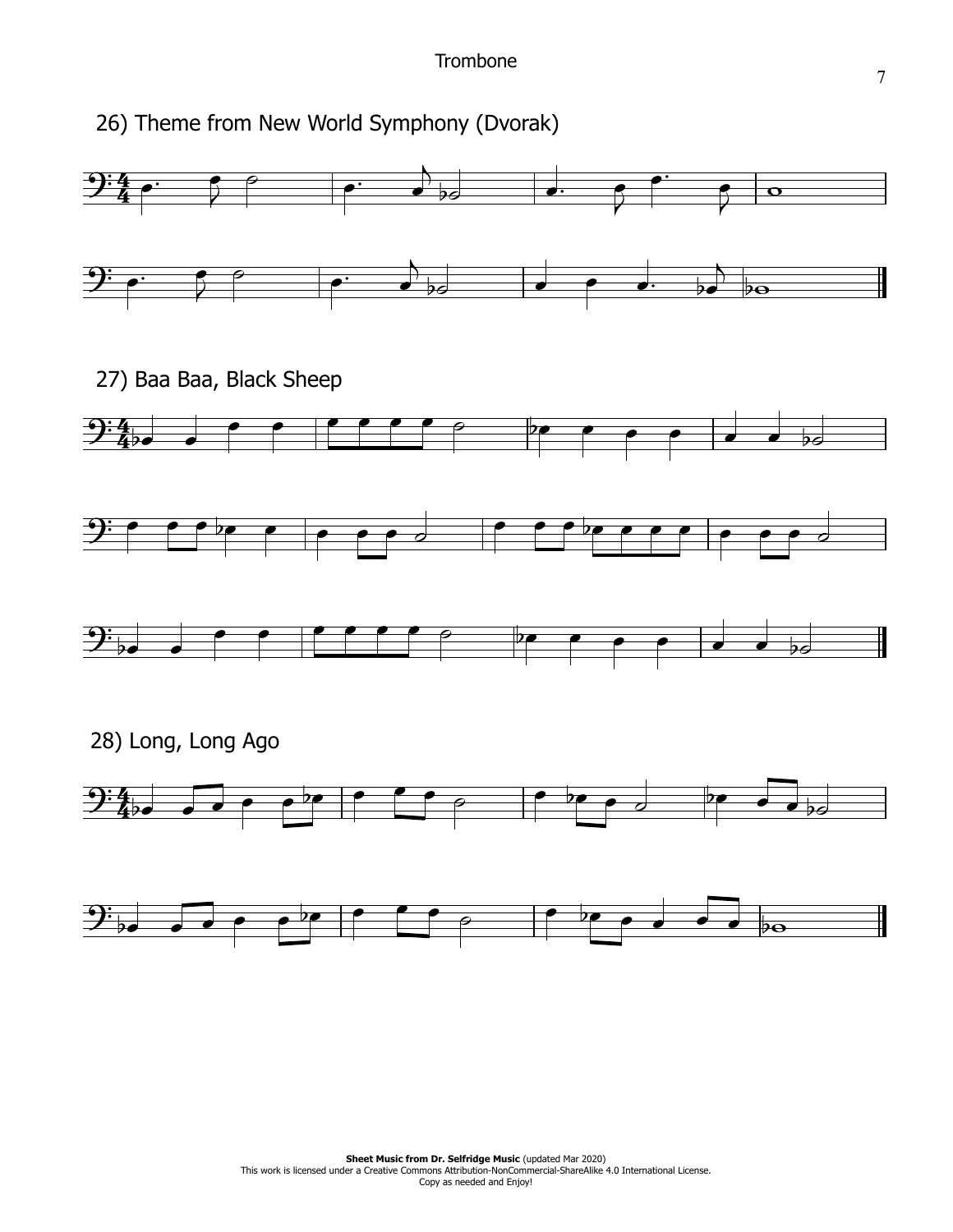## 26) Theme from New World Symphony (Dvorak)

## 27) Baa Baa, Black Sheep

## 28) Long, Long Ago

**Sheet Music from Dr. Selfridge Music** (updated Mar 2020)
This work is licensed under a Creative Commons Attribution-NonCommercial-ShareAlike 4.0 International License.
Copy as needed and Enjoy!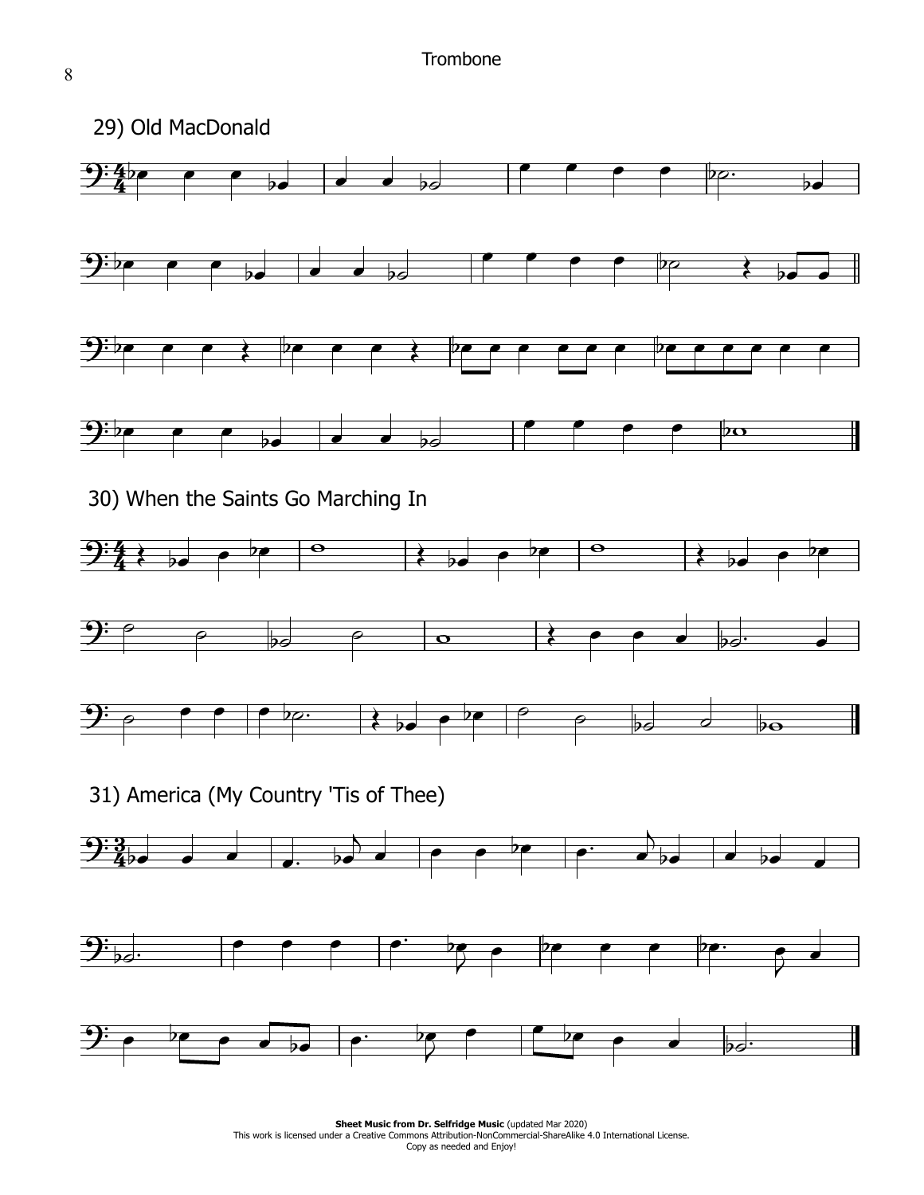## 29) Old MacDonald

## 30) When the Saints Go Marching In

## 31) America (My Country 'Tis of Thee)

**Sheet Music from Dr. Selfridge Music** (updated Mar 2020)
This work is licensed under a Creative Commons Attribution-NonCommercial-ShareAlike 4.0 International License.
Copy as needed and Enjoy!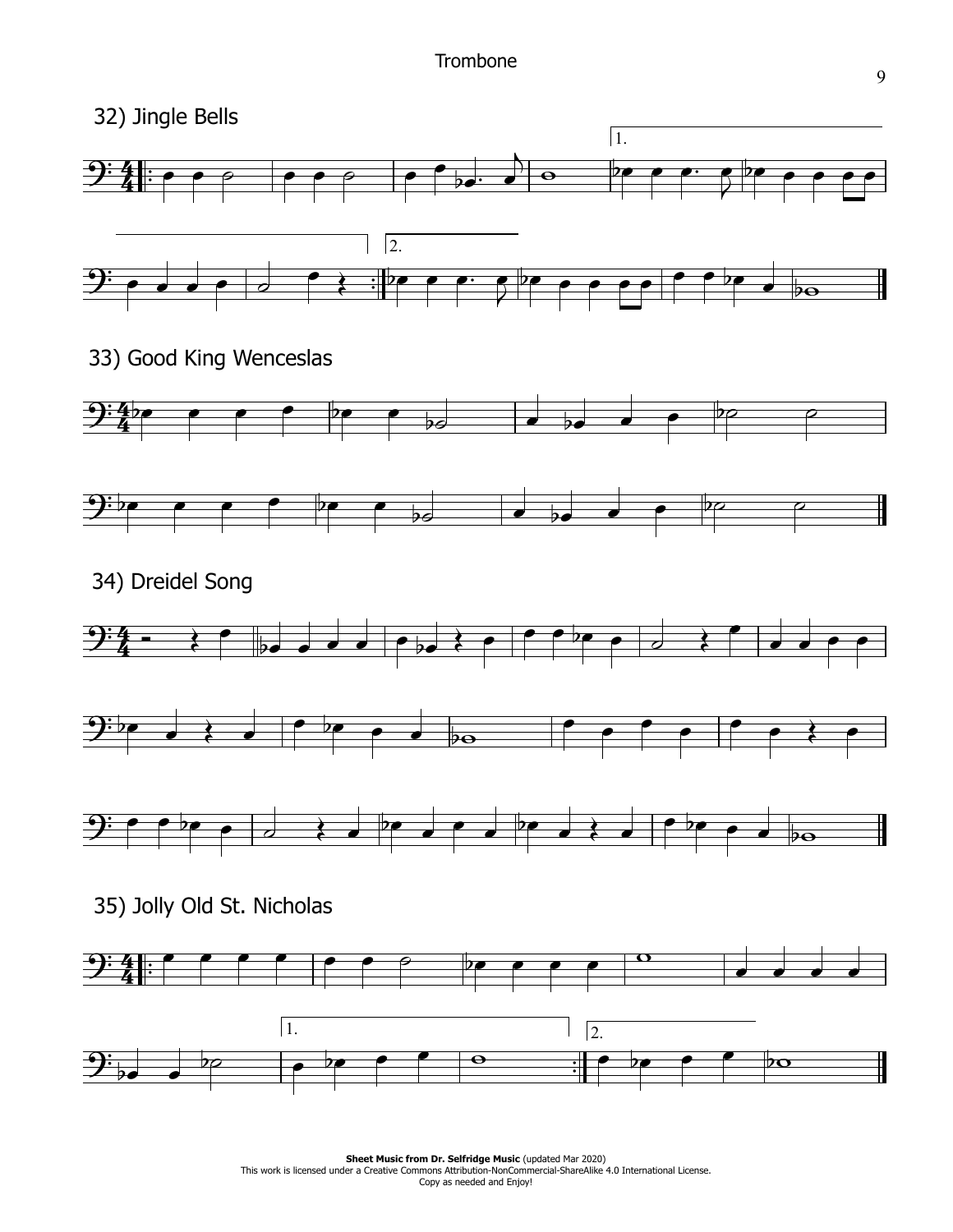# Trombone

## 32) Jingle Bells

## 33) Good King Wenceslas

## 34) Dreidel Song

## 35) Jolly Old St. Nicholas

**Sheet Music from Dr. Selfridge Music** (updated Mar 2020)
This work is licensed under a Creative Commons Attribution-NonCommercial-ShareAlike 4.0 International License.
Copy as needed and Enjoy!